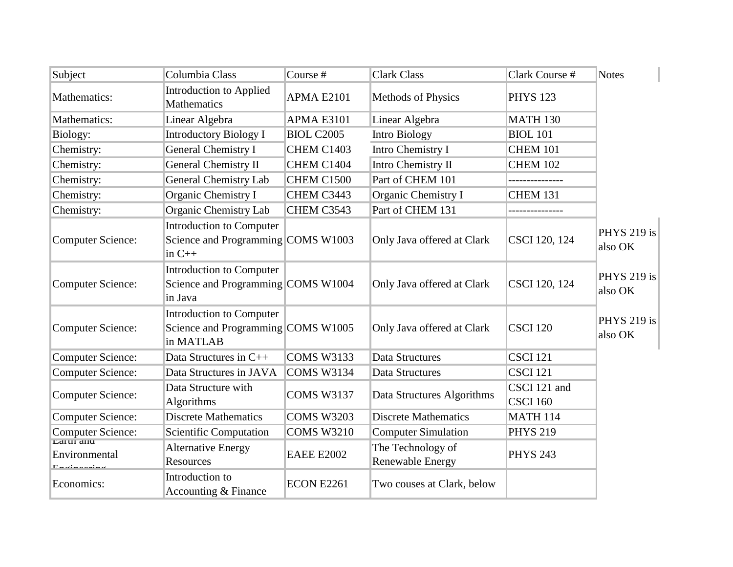| Subject | Columbia Class | Course # | Clark Class | Clark Course # | Notes |
|---|---|---|---|---|---|
| Mathematics: | Introduction to Applied Mathematics | APMA E2101 | Methods of Physics | PHYS 123 | |
| Mathematics: | Linear Algebra | APMA E3101 | Linear Algebra | MATH 130 | |
| Biology: | Introductory Biology I | BIOL C2005 | Intro Biology | BIOL 101 | |
| Chemistry: | General Chemistry I | CHEM C1403 | Intro Chemistry I | CHEM 101 | |
| Chemistry: | General Chemistry II | CHEM C1404 | Intro Chemistry II | CHEM 102 | |
| Chemistry: | General Chemistry Lab | CHEM C1500 | Part of CHEM 101 | --------------- | |
| Chemistry: | Organic Chemistry I | CHEM C3443 | Organic Chemistry I | CHEM 131 | |
| Chemistry: | Organic Chemistry Lab | CHEM C3543 | Part of CHEM 131 | --------------- | |
| Computer Science: | Introduction to Computer Science and Programming in C++ | COMS W1003 | Only Java offered at Clark | CSCI 120, 124 | PHYS 219 is also OK |
| Computer Science: | Introduction to Computer Science and Programming in Java | COMS W1004 | Only Java offered at Clark | CSCI 120, 124 | PHYS 219 is also OK |
| Computer Science: | Introduction to Computer Science and Programming in MATLAB | COMS W1005 | Only Java offered at Clark | CSCI 120 | PHYS 219 is also OK |
| Computer Science: | Data Structures in C++ | COMS W3133 | Data Structures | CSCI 121 | |
| Computer Science: | Data Structures in JAVA | COMS W3134 | Data Structures | CSCI 121 | |
| Computer Science: | Data Structure with Algorithms | COMS W3137 | Data Structures Algorithms | CSCI 121 and CSCI 160 | |
| Computer Science: | Discrete Mathematics | COMS W3203 | Discrete Mathematics | MATH 114 | |
| Computer Science: | Scientific Computation | COMS W3210 | Computer Simulation | PHYS 219 | |
| Earth and Environmental Engineering | Alternative Energy Resources | EAEE E2002 | The Technology of Renewable Energy | PHYS 243 | |
| Economics: | Introduction to Accounting & Finance | ECON E2261 | Two couses at Clark, below | | |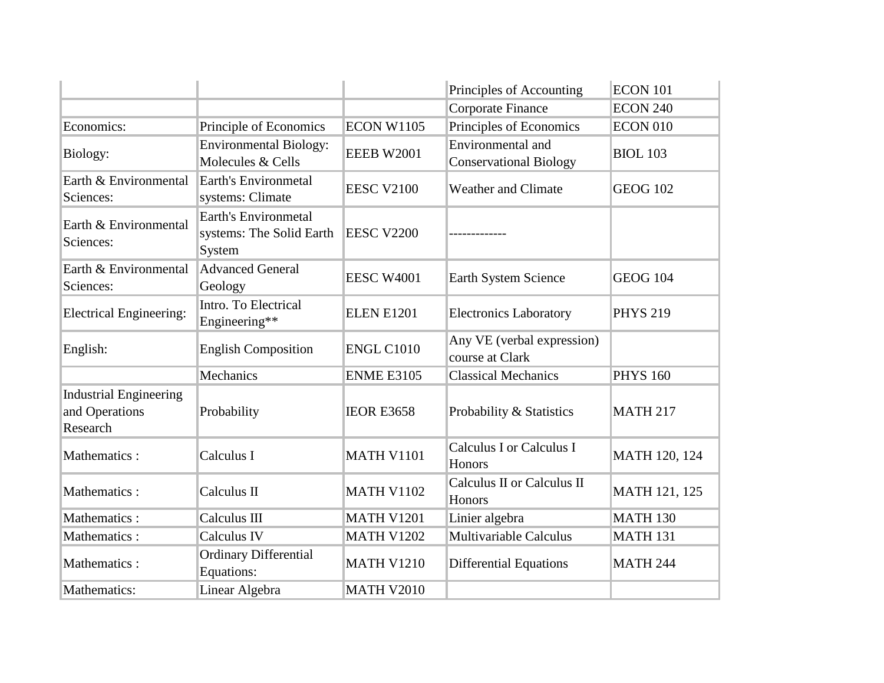| | | | | |
|---|---|---|---|---|
| | | | Principles of Accounting | ECON 101 |
| | | | Corporate Finance | ECON 240 |
| Economics: | Principle of Economics | ECON W1105 | Principles of Economics | ECON 010 |
| Biology: | Environmental Biology: Molecules & Cells | EEEB W2001 | Environmental and Conservational Biology | BIOL 103 |
| Earth & Environmental Sciences: | Earth's Environmetal systems: Climate | EESC V2100 | Weather and Climate | GEOG 102 |
| Earth & Environmental Sciences: | Earth's Environmetal systems: The Solid Earth System | EESC V2200 | ------------- | |
| Earth & Environmental Sciences: | Advanced General Geology | EESC W4001 | Earth System Science | GEOG 104 |
| Electrical Engineering: | Intro. To Electrical Engineering** | ELEN E1201 | Electronics Laboratory | PHYS 219 |
| English: | English Composition | ENGL C1010 | Any VE (verbal expression) course at Clark | |
| | Mechanics | ENME E3105 | Classical Mechanics | PHYS 160 |
| Industrial Engineering and Operations Research | Probability | IEOR E3658 | Probability & Statistics | MATH 217 |
| Mathematics : | Calculus I | MATH V1101 | Calculus I or Calculus I Honors | MATH 120, 124 |
| Mathematics : | Calculus II | MATH V1102 | Calculus II or Calculus II Honors | MATH 121, 125 |
| Mathematics : | Calculus III | MATH V1201 | Linier algebra | MATH 130 |
| Mathematics : | Calculus IV | MATH V1202 | Multivariable Calculus | MATH 131 |
| Mathematics : | Ordinary Differential Equations: | MATH V1210 | Differential Equations | MATH 244 |
| Mathematics: | Linear Algebra | MATH V2010 | | |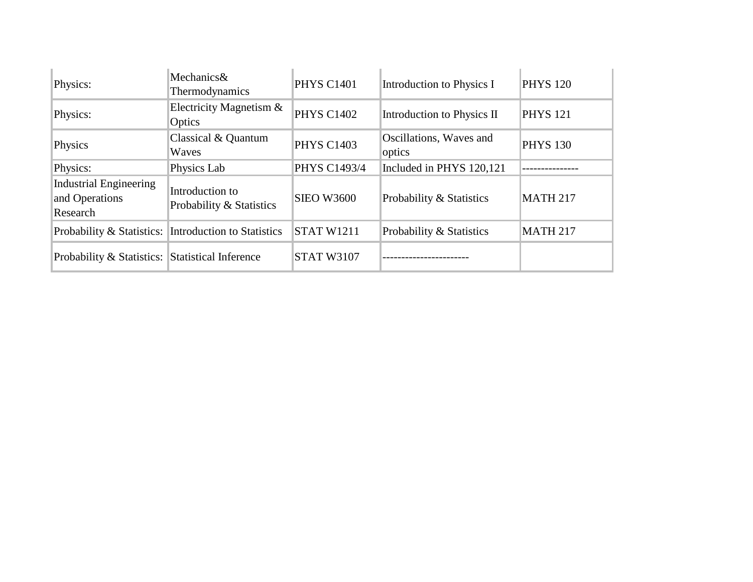| | | | | |
|---|---|---|---|---|
| Physics: | Mechanics& Thermodynamics | PHYS C1401 | Introduction to Physics I | PHYS 120 |
| Physics: | Electricity Magnetism & Optics | PHYS C1402 | Introduction to Physics II | PHYS 121 |
| Physics | Classical & Quantum Waves | PHYS C1403 | Oscillations, Waves and optics | PHYS 130 |
| Physics: | Physics Lab | PHYS C1493/4 | Included in PHYS 120,121 | --------------- |
| Industrial Engineering and Operations Research | Introduction to Probability & Statistics | SIEO W3600 | Probability & Statistics | MATH 217 |
| Probability & Statistics: | Introduction to Statistics | STAT W1211 | Probability & Statistics | MATH 217 |
| Probability & Statistics: | Statistical Inference | STAT W3107 | ----------------------- | |